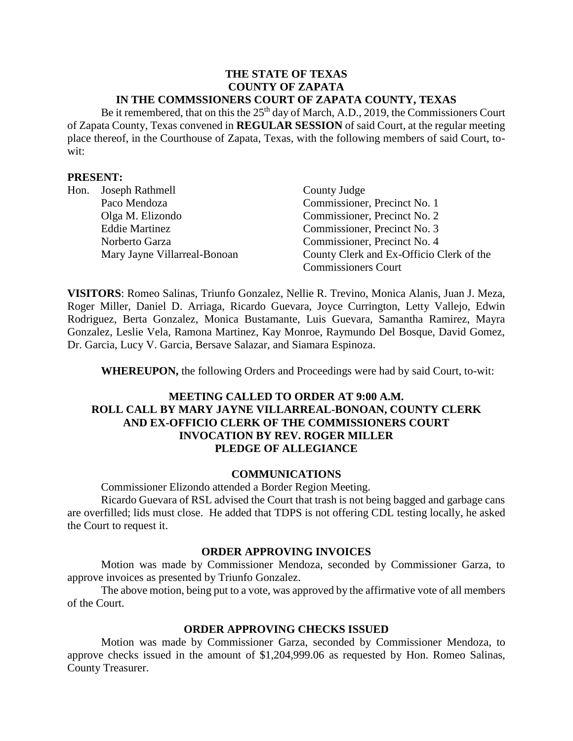**THE STATE OF TEXAS**
**COUNTY OF ZAPATA**
**IN THE COMMSSIONERS COURT OF ZAPATA COUNTY, TEXAS**

Be it remembered, that on this the 25th day of March, A.D., 2019, the Commissioners Court of Zapata County, Texas convened in **REGULAR SESSION** of said Court, at the regular meeting place thereof, in the Courthouse of Zapata, Texas, with the following members of said Court, to-wit:

**PRESENT:**

| | | |
|---|---|---|
| Hon. | Joseph Rathmell | County Judge |
| | Paco Mendoza | Commissioner, Precinct No. 1 |
| | Olga M. Elizondo | Commissioner, Precinct No. 2 |
| | Eddie Martinez | Commissioner, Precinct No. 3 |
| | Norberto Garza | Commissioner, Precinct No. 4 |
| | Mary Jayne Villarreal-Bonoan | County Clerk and Ex-Officio Clerk of the Commissioners Court |

**VISITORS**: Romeo Salinas, Triunfo Gonzalez, Nellie R. Trevino, Monica Alanis, Juan J. Meza, Roger Miller, Daniel D. Arriaga, Ricardo Guevara, Joyce Currington, Letty Vallejo, Edwin Rodriguez, Berta Gonzalez, Monica Bustamante, Luis Guevara, Samantha Ramirez, Mayra Gonzalez, Leslie Vela, Ramona Martinez, Kay Monroe, Raymundo Del Bosque, David Gomez, Dr. Garcia, Lucy V. Garcia, Bersave Salazar, and Siamara Espinoza.

**WHEREUPON,** the following Orders and Proceedings were had by said Court, to-wit:

**MEETING CALLED TO ORDER AT 9:00 A.M.**
**ROLL CALL BY MARY JAYNE VILLARREAL-BONOAN, COUNTY CLERK AND EX-OFFICIO CLERK OF THE COMMISSIONERS COURT**
**INVOCATION BY REV. ROGER MILLER**
**PLEDGE OF ALLEGIANCE**

## COMMUNICATIONS

Commissioner Elizondo attended a Border Region Meeting.

Ricardo Guevara of RSL advised the Court that trash is not being bagged and garbage cans are overfilled; lids must close. He added that TDPS is not offering CDL testing locally, he asked the Court to request it.

## ORDER APPROVING INVOICES

Motion was made by Commissioner Mendoza, seconded by Commissioner Garza, to approve invoices as presented by Triunfo Gonzalez.

The above motion, being put to a vote, was approved by the affirmative vote of all members of the Court.

## ORDER APPROVING CHECKS ISSUED

Motion was made by Commissioner Garza, seconded by Commissioner Mendoza, to approve checks issued in the amount of $1,204,999.06 as requested by Hon. Romeo Salinas, County Treasurer.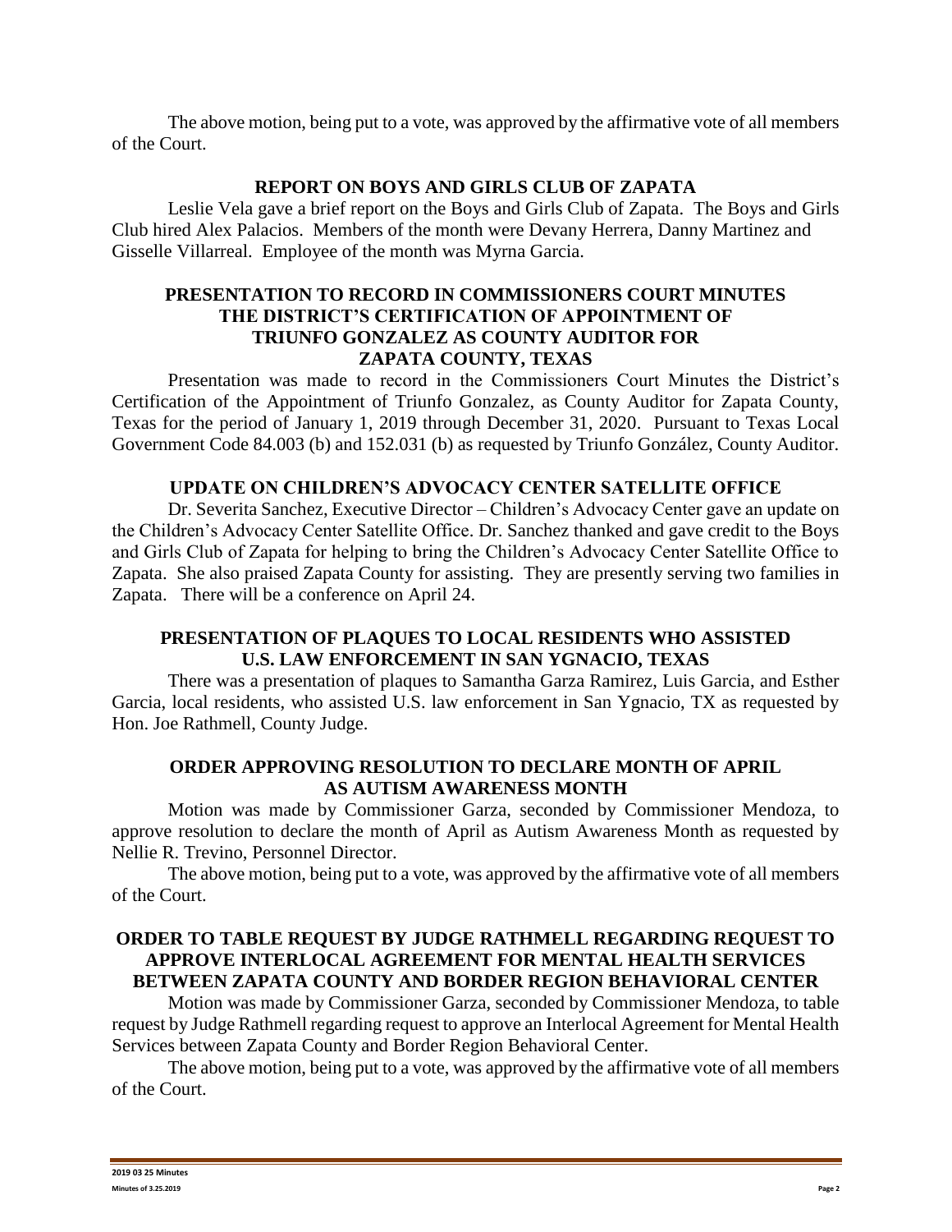The above motion, being put to a vote, was approved by the affirmative vote of all members of the Court.

## REPORT ON BOYS AND GIRLS CLUB OF ZAPATA

Leslie Vela gave a brief report on the Boys and Girls Club of Zapata. The Boys and Girls Club hired Alex Palacios. Members of the month were Devany Herrera, Danny Martinez and Gisselle Villarreal. Employee of the month was Myrna Garcia.

## PRESENTATION TO RECORD IN COMMISSIONERS COURT MINUTES THE DISTRICT'S CERTIFICATION OF APPOINTMENT OF TRIUNFO GONZALEZ AS COUNTY AUDITOR FOR ZAPATA COUNTY, TEXAS

Presentation was made to record in the Commissioners Court Minutes the District's Certification of the Appointment of Triunfo Gonzalez, as County Auditor for Zapata County, Texas for the period of January 1, 2019 through December 31, 2020. Pursuant to Texas Local Government Code 84.003 (b) and 152.031 (b) as requested by Triunfo González, County Auditor.

## UPDATE ON CHILDREN'S ADVOCACY CENTER SATELLITE OFFICE

Dr. Severita Sanchez, Executive Director – Children's Advocacy Center gave an update on the Children's Advocacy Center Satellite Office. Dr. Sanchez thanked and gave credit to the Boys and Girls Club of Zapata for helping to bring the Children's Advocacy Center Satellite Office to Zapata. She also praised Zapata County for assisting. They are presently serving two families in Zapata. There will be a conference on April 24.

## PRESENTATION OF PLAQUES TO LOCAL RESIDENTS WHO ASSISTED U.S. LAW ENFORCEMENT IN SAN YGNACIO, TEXAS

There was a presentation of plaques to Samantha Garza Ramirez, Luis Garcia, and Esther Garcia, local residents, who assisted U.S. law enforcement in San Ygnacio, TX as requested by Hon. Joe Rathmell, County Judge.

## ORDER APPROVING RESOLUTION TO DECLARE MONTH OF APRIL AS AUTISM AWARENESS MONTH

Motion was made by Commissioner Garza, seconded by Commissioner Mendoza, to approve resolution to declare the month of April as Autism Awareness Month as requested by Nellie R. Trevino, Personnel Director.

The above motion, being put to a vote, was approved by the affirmative vote of all members of the Court.

## ORDER TO TABLE REQUEST BY JUDGE RATHMELL REGARDING REQUEST TO APPROVE INTERLOCAL AGREEMENT FOR MENTAL HEALTH SERVICES BETWEEN ZAPATA COUNTY AND BORDER REGION BEHAVIORAL CENTER

Motion was made by Commissioner Garza, seconded by Commissioner Mendoza, to table request by Judge Rathmell regarding request to approve an Interlocal Agreement for Mental Health Services between Zapata County and Border Region Behavioral Center.

The above motion, being put to a vote, was approved by the affirmative vote of all members of the Court.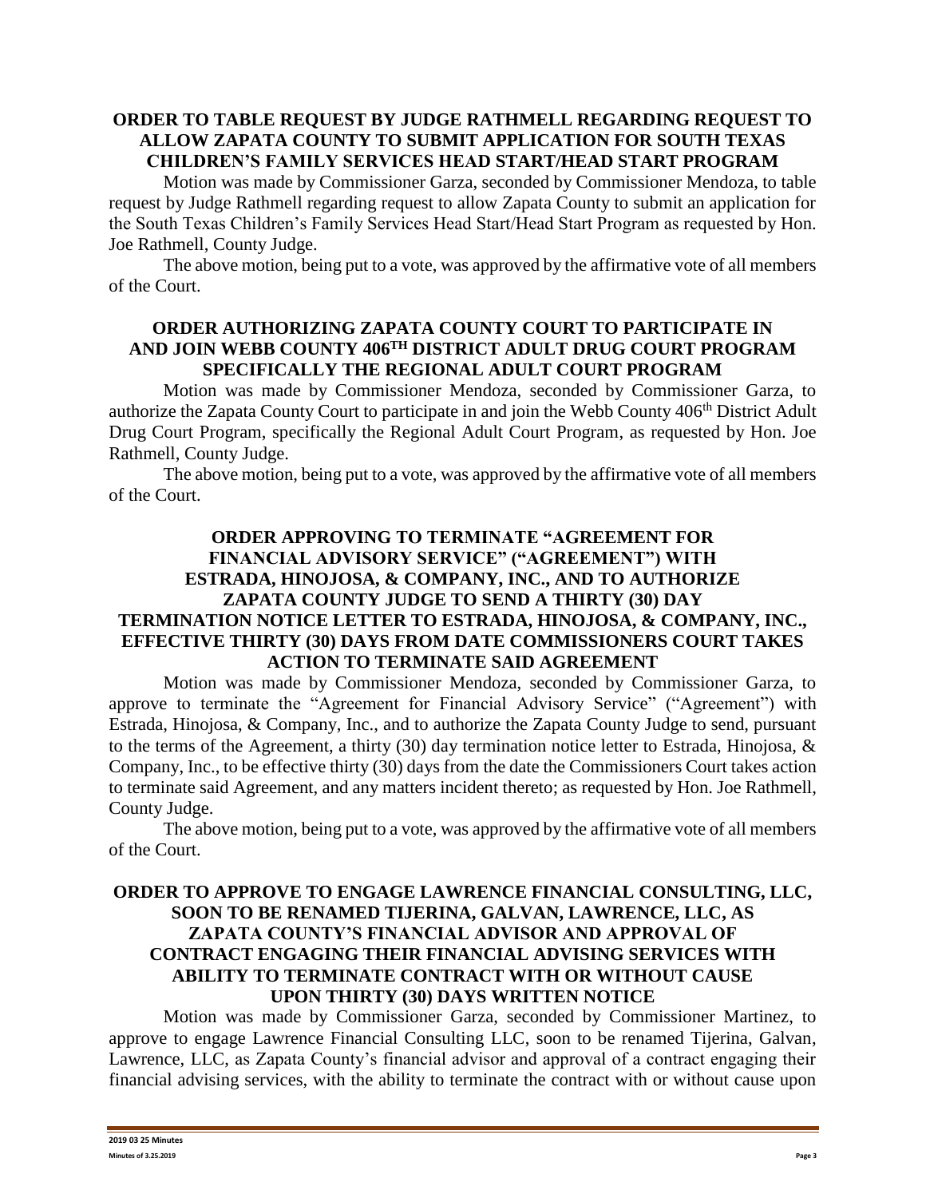### ORDER TO TABLE REQUEST BY JUDGE RATHMELL REGARDING REQUEST TO ALLOW ZAPATA COUNTY TO SUBMIT APPLICATION FOR SOUTH TEXAS CHILDREN'S FAMILY SERVICES HEAD START/HEAD START PROGRAM

Motion was made by Commissioner Garza, seconded by Commissioner Mendoza, to table request by Judge Rathmell regarding request to allow Zapata County to submit an application for the South Texas Children's Family Services Head Start/Head Start Program as requested by Hon. Joe Rathmell, County Judge.

The above motion, being put to a vote, was approved by the affirmative vote of all members of the Court.

### ORDER AUTHORIZING ZAPATA COUNTY COURT TO PARTICIPATE IN AND JOIN WEBB COUNTY 406TH DISTRICT ADULT DRUG COURT PROGRAM SPECIFICALLY THE REGIONAL ADULT COURT PROGRAM

Motion was made by Commissioner Mendoza, seconded by Commissioner Garza, to authorize the Zapata County Court to participate in and join the Webb County 406th District Adult Drug Court Program, specifically the Regional Adult Court Program, as requested by Hon. Joe Rathmell, County Judge.

The above motion, being put to a vote, was approved by the affirmative vote of all members of the Court.

### ORDER APPROVING TO TERMINATE "AGREEMENT FOR FINANCIAL ADVISORY SERVICE" ("AGREEMENT") WITH ESTRADA, HINOJOSA, & COMPANY, INC., AND TO AUTHORIZE ZAPATA COUNTY JUDGE TO SEND A THIRTY (30) DAY TERMINATION NOTICE LETTER TO ESTRADA, HINOJOSA, & COMPANY, INC., EFFECTIVE THIRTY (30) DAYS FROM DATE COMMISSIONERS COURT TAKES ACTION TO TERMINATE SAID AGREEMENT

Motion was made by Commissioner Mendoza, seconded by Commissioner Garza, to approve to terminate the "Agreement for Financial Advisory Service" ("Agreement") with Estrada, Hinojosa, & Company, Inc., and to authorize the Zapata County Judge to send, pursuant to the terms of the Agreement, a thirty (30) day termination notice letter to Estrada, Hinojosa, & Company, Inc., to be effective thirty (30) days from the date the Commissioners Court takes action to terminate said Agreement, and any matters incident thereto; as requested by Hon. Joe Rathmell, County Judge.

The above motion, being put to a vote, was approved by the affirmative vote of all members of the Court.

### ORDER TO APPROVE TO ENGAGE LAWRENCE FINANCIAL CONSULTING, LLC, SOON TO BE RENAMED TIJERINA, GALVAN, LAWRENCE, LLC, AS ZAPATA COUNTY'S FINANCIAL ADVISOR AND APPROVAL OF CONTRACT ENGAGING THEIR FINANCIAL ADVISING SERVICES WITH ABILITY TO TERMINATE CONTRACT WITH OR WITHOUT CAUSE UPON THIRTY (30) DAYS WRITTEN NOTICE

Motion was made by Commissioner Garza, seconded by Commissioner Martinez, to approve to engage Lawrence Financial Consulting LLC, soon to be renamed Tijerina, Galvan, Lawrence, LLC, as Zapata County's financial advisor and approval of a contract engaging their financial advising services, with the ability to terminate the contract with or without cause upon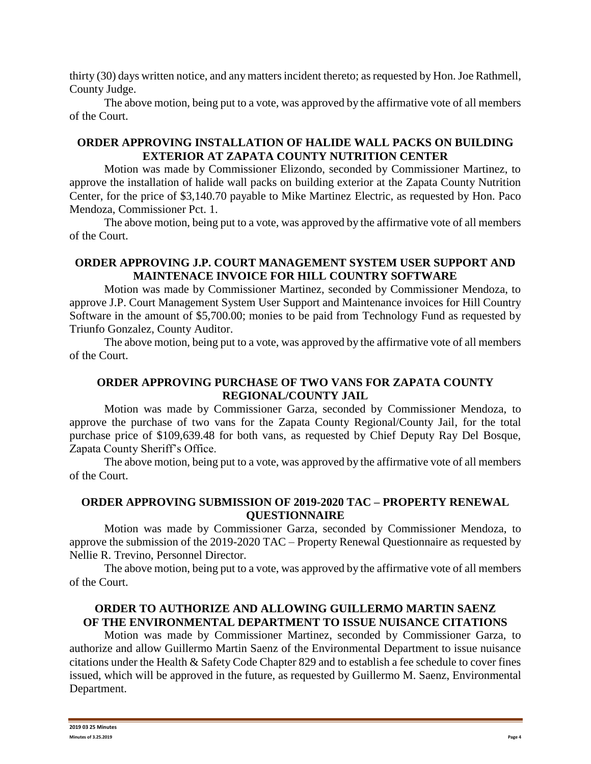thirty (30) days written notice, and any matters incident thereto; as requested by Hon. Joe Rathmell, County Judge.

The above motion, being put to a vote, was approved by the affirmative vote of all members of the Court.

## ORDER APPROVING INSTALLATION OF HALIDE WALL PACKS ON BUILDING EXTERIOR AT ZAPATA COUNTY NUTRITION CENTER

Motion was made by Commissioner Elizondo, seconded by Commissioner Martinez, to approve the installation of halide wall packs on building exterior at the Zapata County Nutrition Center, for the price of $3,140.70 payable to Mike Martinez Electric, as requested by Hon. Paco Mendoza, Commissioner Pct. 1.

The above motion, being put to a vote, was approved by the affirmative vote of all members of the Court.

## ORDER APPROVING J.P. COURT MANAGEMENT SYSTEM USER SUPPORT AND MAINTENACE INVOICE FOR HILL COUNTRY SOFTWARE

Motion was made by Commissioner Martinez, seconded by Commissioner Mendoza, to approve J.P. Court Management System User Support and Maintenance invoices for Hill Country Software in the amount of $5,700.00; monies to be paid from Technology Fund as requested by Triunfo Gonzalez, County Auditor.

The above motion, being put to a vote, was approved by the affirmative vote of all members of the Court.

## ORDER APPROVING PURCHASE OF TWO VANS FOR ZAPATA COUNTY REGIONAL/COUNTY JAIL

Motion was made by Commissioner Garza, seconded by Commissioner Mendoza, to approve the purchase of two vans for the Zapata County Regional/County Jail, for the total purchase price of $109,639.48 for both vans, as requested by Chief Deputy Ray Del Bosque, Zapata County Sheriff's Office.

The above motion, being put to a vote, was approved by the affirmative vote of all members of the Court.

## ORDER APPROVING SUBMISSION OF 2019-2020 TAC – PROPERTY RENEWAL QUESTIONNAIRE

Motion was made by Commissioner Garza, seconded by Commissioner Mendoza, to approve the submission of the 2019-2020 TAC – Property Renewal Questionnaire as requested by Nellie R. Trevino, Personnel Director.

The above motion, being put to a vote, was approved by the affirmative vote of all members of the Court.

## ORDER TO AUTHORIZE AND ALLOWING GUILLERMO MARTIN SAENZ OF THE ENVIRONMENTAL DEPARTMENT TO ISSUE NUISANCE CITATIONS

Motion was made by Commissioner Martinez, seconded by Commissioner Garza, to authorize and allow Guillermo Martin Saenz of the Environmental Department to issue nuisance citations under the Health & Safety Code Chapter 829 and to establish a fee schedule to cover fines issued, which will be approved in the future, as requested by Guillermo M. Saenz, Environmental Department.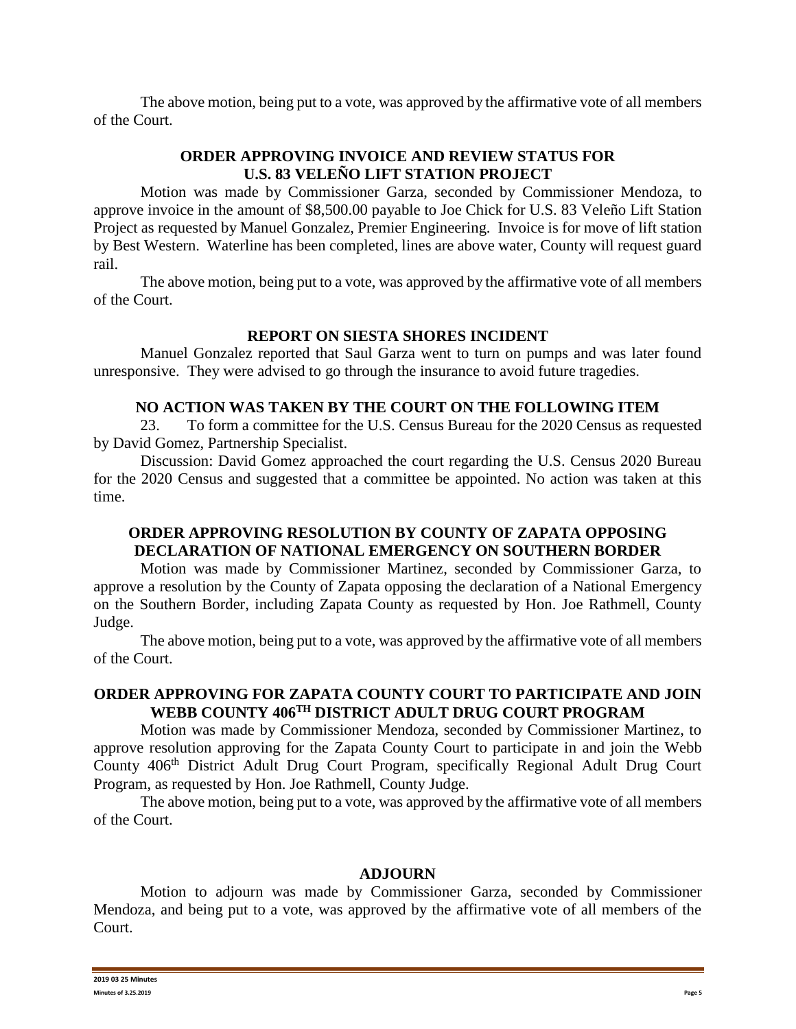The above motion, being put to a vote, was approved by the affirmative vote of all members of the Court.

**ORDER APPROVING INVOICE AND REVIEW STATUS FOR U.S. 83 VELEÑO LIFT STATION PROJECT**

Motion was made by Commissioner Garza, seconded by Commissioner Mendoza, to approve invoice in the amount of $8,500.00 payable to Joe Chick for U.S. 83 Veleño Lift Station Project as requested by Manuel Gonzalez, Premier Engineering. Invoice is for move of lift station by Best Western. Waterline has been completed, lines are above water, County will request guard rail.

The above motion, being put to a vote, was approved by the affirmative vote of all members of the Court.

**REPORT ON SIESTA SHORES INCIDENT**

Manuel Gonzalez reported that Saul Garza went to turn on pumps and was later found unresponsive. They were advised to go through the insurance to avoid future tragedies.

**NO ACTION WAS TAKEN BY THE COURT ON THE FOLLOWING ITEM**

23. To form a committee for the U.S. Census Bureau for the 2020 Census as requested by David Gomez, Partnership Specialist.

Discussion: David Gomez approached the court regarding the U.S. Census 2020 Bureau for the 2020 Census and suggested that a committee be appointed. No action was taken at this time.

**ORDER APPROVING RESOLUTION BY COUNTY OF ZAPATA OPPOSING DECLARATION OF NATIONAL EMERGENCY ON SOUTHERN BORDER**

Motion was made by Commissioner Martinez, seconded by Commissioner Garza, to approve a resolution by the County of Zapata opposing the declaration of a National Emergency on the Southern Border, including Zapata County as requested by Hon. Joe Rathmell, County Judge.

The above motion, being put to a vote, was approved by the affirmative vote of all members of the Court.

**ORDER APPROVING FOR ZAPATA COUNTY COURT TO PARTICIPATE AND JOIN WEBB COUNTY 406TH DISTRICT ADULT DRUG COURT PROGRAM**

Motion was made by Commissioner Mendoza, seconded by Commissioner Martinez, to approve resolution approving for the Zapata County Court to participate in and join the Webb County 406th District Adult Drug Court Program, specifically Regional Adult Drug Court Program, as requested by Hon. Joe Rathmell, County Judge.

The above motion, being put to a vote, was approved by the affirmative vote of all members of the Court.

**ADJOURN**

Motion to adjourn was made by Commissioner Garza, seconded by Commissioner Mendoza, and being put to a vote, was approved by the affirmative vote of all members of the Court.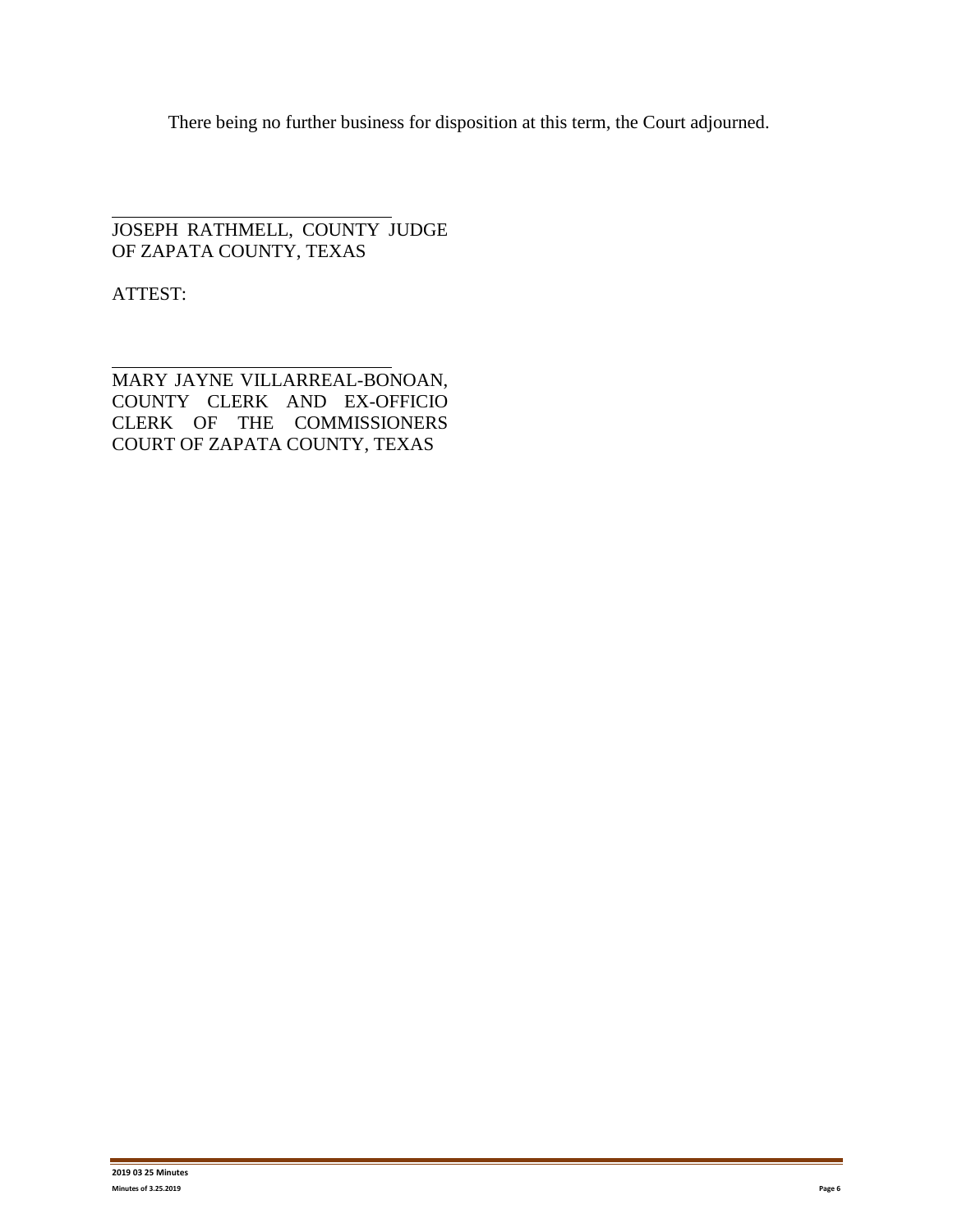There being no further business for disposition at this term, the Court adjourned.

\_\_\_\_\_\_\_\_\_\_\_\_\_\_\_\_\_\_\_\_\_\_\_\_\_\_\_\_\_\_\_\_

JOSEPH RATHMELL, COUNTY JUDGE
OF ZAPATA COUNTY, TEXAS

ATTEST:

\_\_\_\_\_\_\_\_\_\_\_\_\_\_\_\_\_\_\_\_\_\_\_\_\_\_\_\_\_\_\_\_

MARY JAYNE VILLARREAL-BONOAN, COUNTY CLERK AND EX-OFFICIO CLERK OF THE COMMISSIONERS COURT OF ZAPATA COUNTY, TEXAS